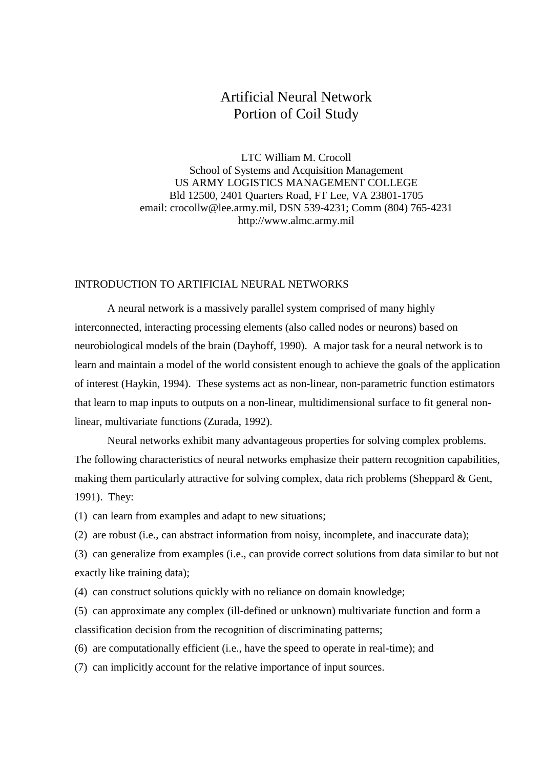# Artificial Neural Network
# Portion of Coil Study

LTC William M. Crocoll
School of Systems and Acquisition Management
US ARMY LOGISTICS MANAGEMENT COLLEGE
Bld 12500, 2401 Quarters Road, FT Lee, VA 23801-1705
email: crocollw@lee.army.mil, DSN 539-4231; Comm (804) 765-4231
http://www.almc.army.mil

## INTRODUCTION TO ARTIFICIAL NEURAL NETWORKS

A neural network is a massively parallel system comprised of many highly interconnected, interacting processing elements (also called nodes or neurons) based on neurobiological models of the brain (Dayhoff, 1990). A major task for a neural network is to learn and maintain a model of the world consistent enough to achieve the goals of the application of interest (Haykin, 1994). These systems act as non-linear, non-parametric function estimators that learn to map inputs to outputs on a non-linear, multidimensional surface to fit general non-linear, multivariate functions (Zurada, 1992).

Neural networks exhibit many advantageous properties for solving complex problems. The following characteristics of neural networks emphasize their pattern recognition capabilities, making them particularly attractive for solving complex, data rich problems (Sheppard & Gent, 1991). They:

(1) can learn from examples and adapt to new situations;

(2) are robust (i.e., can abstract information from noisy, incomplete, and inaccurate data);

(3) can generalize from examples (i.e., can provide correct solutions from data similar to but not exactly like training data);

(4) can construct solutions quickly with no reliance on domain knowledge;

(5) can approximate any complex (ill-defined or unknown) multivariate function and form a classification decision from the recognition of discriminating patterns;

(6) are computationally efficient (i.e., have the speed to operate in real-time); and

(7) can implicitly account for the relative importance of input sources.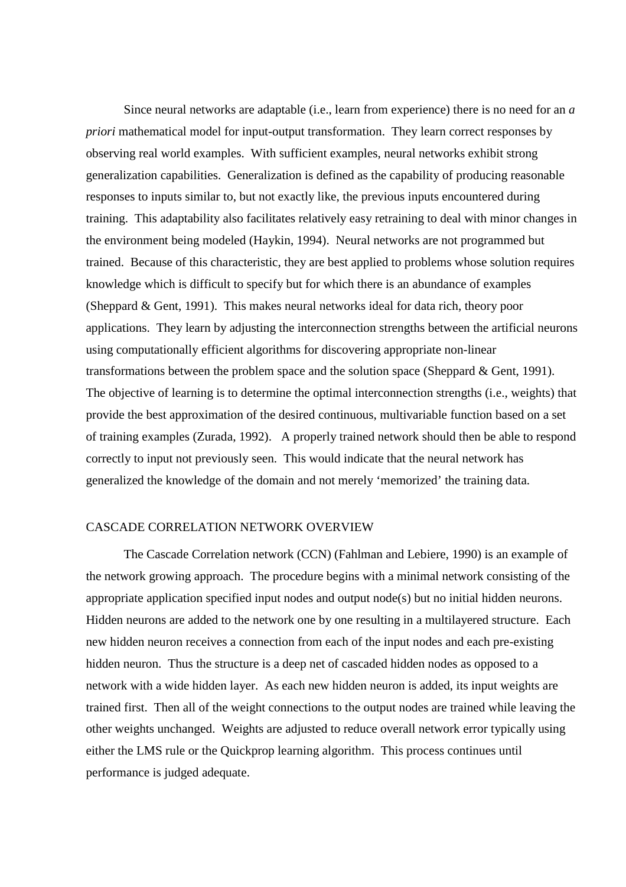Since neural networks are adaptable (i.e., learn from experience) there is no need for an *a priori* mathematical model for input-output transformation. They learn correct responses by observing real world examples. With sufficient examples, neural networks exhibit strong generalization capabilities. Generalization is defined as the capability of producing reasonable responses to inputs similar to, but not exactly like, the previous inputs encountered during training. This adaptability also facilitates relatively easy retraining to deal with minor changes in the environment being modeled (Haykin, 1994). Neural networks are not programmed but trained. Because of this characteristic, they are best applied to problems whose solution requires knowledge which is difficult to specify but for which there is an abundance of examples (Sheppard & Gent, 1991). This makes neural networks ideal for data rich, theory poor applications. They learn by adjusting the interconnection strengths between the artificial neurons using computationally efficient algorithms for discovering appropriate non-linear transformations between the problem space and the solution space (Sheppard & Gent, 1991). The objective of learning is to determine the optimal interconnection strengths (i.e., weights) that provide the best approximation of the desired continuous, multivariable function based on a set of training examples (Zurada, 1992). A properly trained network should then be able to respond correctly to input not previously seen. This would indicate that the neural network has generalized the knowledge of the domain and not merely 'memorized' the training data.

## CASCADE CORRELATION NETWORK OVERVIEW

The Cascade Correlation network (CCN) (Fahlman and Lebiere, 1990) is an example of the network growing approach. The procedure begins with a minimal network consisting of the appropriate application specified input nodes and output node(s) but no initial hidden neurons. Hidden neurons are added to the network one by one resulting in a multilayered structure. Each new hidden neuron receives a connection from each of the input nodes and each pre-existing hidden neuron. Thus the structure is a deep net of cascaded hidden nodes as opposed to a network with a wide hidden layer. As each new hidden neuron is added, its input weights are trained first. Then all of the weight connections to the output nodes are trained while leaving the other weights unchanged. Weights are adjusted to reduce overall network error typically using either the LMS rule or the Quickprop learning algorithm. This process continues until performance is judged adequate.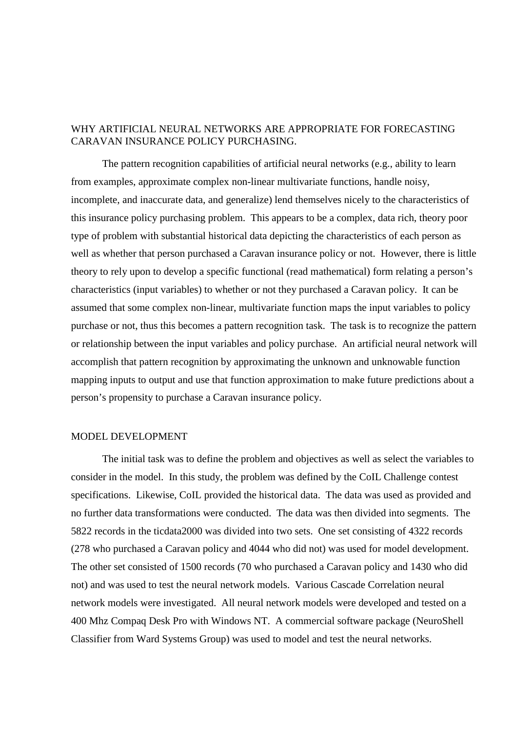## WHY ARTIFICIAL NEURAL NETWORKS ARE APPROPRIATE FOR FORECASTING CARAVAN INSURANCE POLICY PURCHASING.

The pattern recognition capabilities of artificial neural networks (e.g., ability to learn from examples, approximate complex non-linear multivariate functions, handle noisy, incomplete, and inaccurate data, and generalize) lend themselves nicely to the characteristics of this insurance policy purchasing problem. This appears to be a complex, data rich, theory poor type of problem with substantial historical data depicting the characteristics of each person as well as whether that person purchased a Caravan insurance policy or not. However, there is little theory to rely upon to develop a specific functional (read mathematical) form relating a person's characteristics (input variables) to whether or not they purchased a Caravan policy. It can be assumed that some complex non-linear, multivariate function maps the input variables to policy purchase or not, thus this becomes a pattern recognition task. The task is to recognize the pattern or relationship between the input variables and policy purchase. An artificial neural network will accomplish that pattern recognition by approximating the unknown and unknowable function mapping inputs to output and use that function approximation to make future predictions about a person's propensity to purchase a Caravan insurance policy.

## MODEL DEVELOPMENT

The initial task was to define the problem and objectives as well as select the variables to consider in the model. In this study, the problem was defined by the CoIL Challenge contest specifications. Likewise, CoIL provided the historical data. The data was used as provided and no further data transformations were conducted. The data was then divided into segments. The 5822 records in the ticdata2000 was divided into two sets. One set consisting of 4322 records (278 who purchased a Caravan policy and 4044 who did not) was used for model development. The other set consisted of 1500 records (70 who purchased a Caravan policy and 1430 who did not) and was used to test the neural network models. Various Cascade Correlation neural network models were investigated. All neural network models were developed and tested on a 400 Mhz Compaq Desk Pro with Windows NT. A commercial software package (NeuroShell Classifier from Ward Systems Group) was used to model and test the neural networks.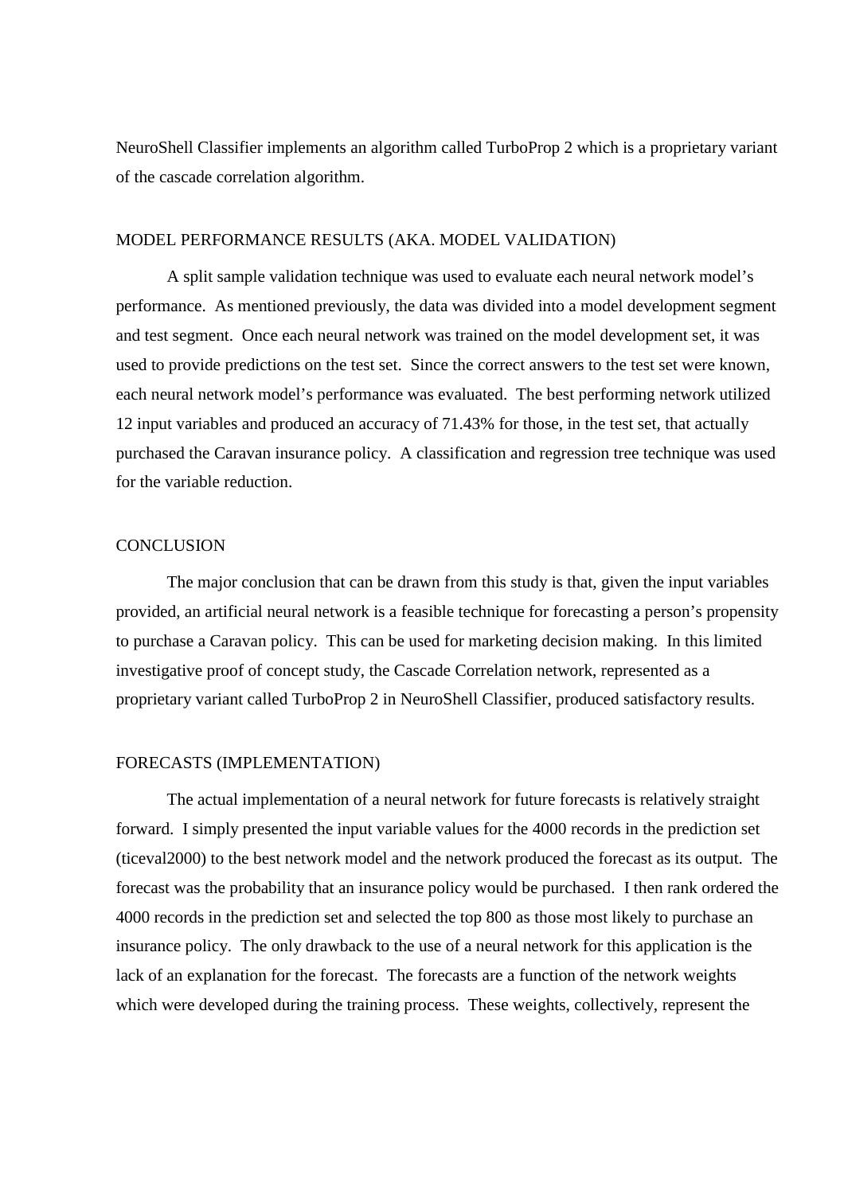NeuroShell Classifier implements an algorithm called TurboProp 2 which is a proprietary variant of the cascade correlation algorithm.

## MODEL PERFORMANCE RESULTS (AKA. MODEL VALIDATION)

A split sample validation technique was used to evaluate each neural network model's performance. As mentioned previously, the data was divided into a model development segment and test segment. Once each neural network was trained on the model development set, it was used to provide predictions on the test set. Since the correct answers to the test set were known, each neural network model's performance was evaluated. The best performing network utilized 12 input variables and produced an accuracy of 71.43% for those, in the test set, that actually purchased the Caravan insurance policy. A classification and regression tree technique was used for the variable reduction.

## CONCLUSION

The major conclusion that can be drawn from this study is that, given the input variables provided, an artificial neural network is a feasible technique for forecasting a person's propensity to purchase a Caravan policy. This can be used for marketing decision making. In this limited investigative proof of concept study, the Cascade Correlation network, represented as a proprietary variant called TurboProp 2 in NeuroShell Classifier, produced satisfactory results.

## FORECASTS (IMPLEMENTATION)

The actual implementation of a neural network for future forecasts is relatively straight forward. I simply presented the input variable values for the 4000 records in the prediction set (ticeval2000) to the best network model and the network produced the forecast as its output. The forecast was the probability that an insurance policy would be purchased. I then rank ordered the 4000 records in the prediction set and selected the top 800 as those most likely to purchase an insurance policy. The only drawback to the use of a neural network for this application is the lack of an explanation for the forecast. The forecasts are a function of the network weights which were developed during the training process. These weights, collectively, represent the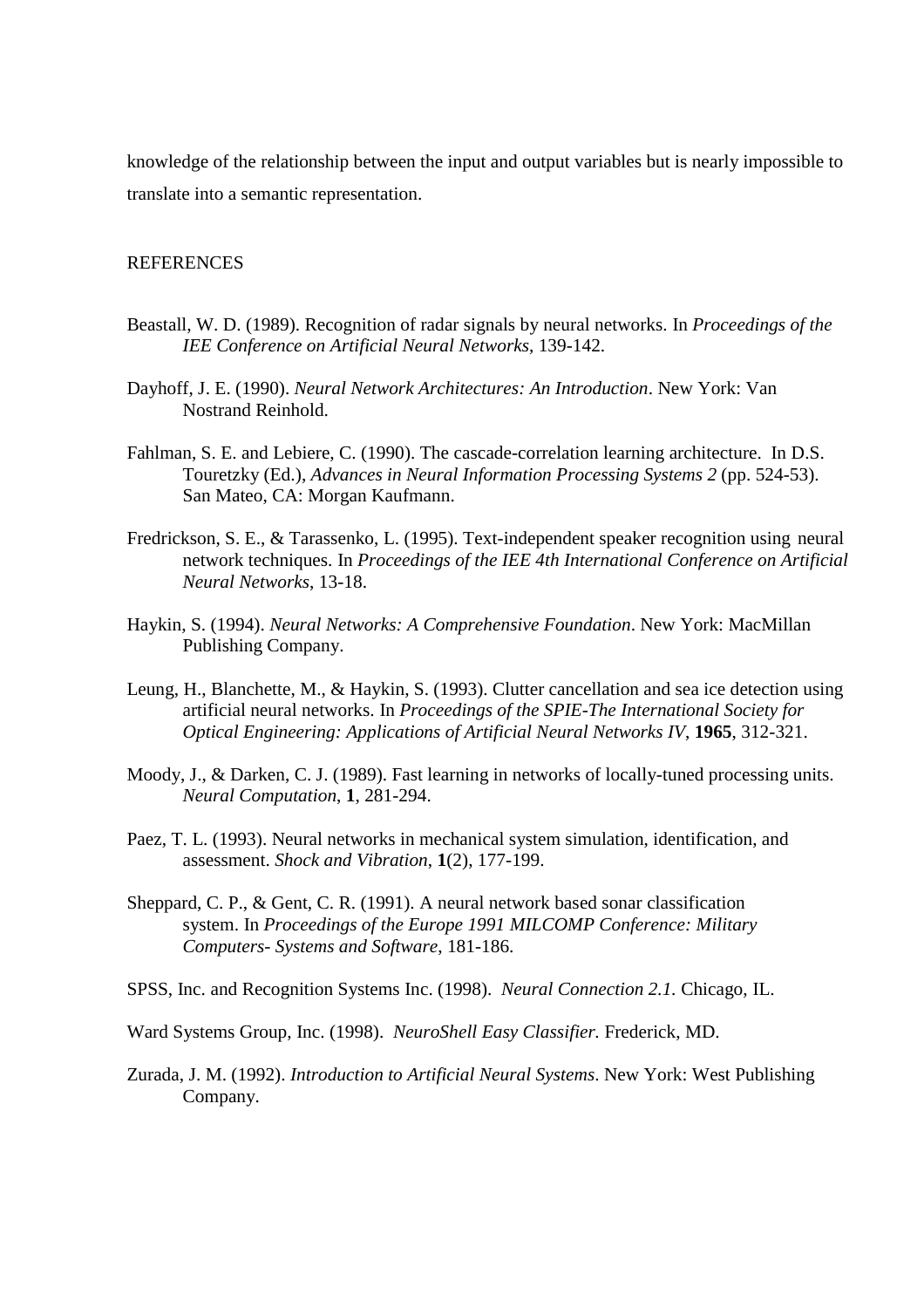knowledge of the relationship between the input and output variables but is nearly impossible to translate into a semantic representation.

## REFERENCES

Beastall, W. D. (1989). Recognition of radar signals by neural networks. In *Proceedings of the IEE Conference on Artificial Neural Networks*, 139-142.

Dayhoff, J. E. (1990). *Neural Network Architectures: An Introduction*. New York: Van Nostrand Reinhold.

Fahlman, S. E. and Lebiere, C. (1990). The cascade-correlation learning architecture. In D.S. Touretzky (Ed.), *Advances in Neural Information Processing Systems 2* (pp. 524-53). San Mateo, CA: Morgan Kaufmann.

Fredrickson, S. E., & Tarassenko, L. (1995). Text-independent speaker recognition using neural network techniques. In *Proceedings of the IEE 4th International Conference on Artificial Neural Networks*, 13-18.

Haykin, S. (1994). *Neural Networks: A Comprehensive Foundation*. New York: MacMillan Publishing Company.

Leung, H., Blanchette, M., & Haykin, S. (1993). Clutter cancellation and sea ice detection using artificial neural networks. In *Proceedings of the SPIE-The International Society for Optical Engineering: Applications of Artificial Neural Networks IV*, **1965**, 312-321.

Moody, J., & Darken, C. J. (1989). Fast learning in networks of locally-tuned processing units. *Neural Computation*, **1**, 281-294.

Paez, T. L. (1993). Neural networks in mechanical system simulation, identification, and assessment. *Shock and Vibration*, **1**(2), 177-199.

Sheppard, C. P., & Gent, C. R. (1991). A neural network based sonar classification system. In *Proceedings of the Europe 1991 MILCOMP Conference: Military Computers- Systems and Software*, 181-186.

SPSS, Inc. and Recognition Systems Inc. (1998). *Neural Connection 2.1.* Chicago, IL.

Ward Systems Group, Inc. (1998). *NeuroShell Easy Classifier.* Frederick, MD.

Zurada, J. M. (1992). *Introduction to Artificial Neural Systems*. New York: West Publishing Company.